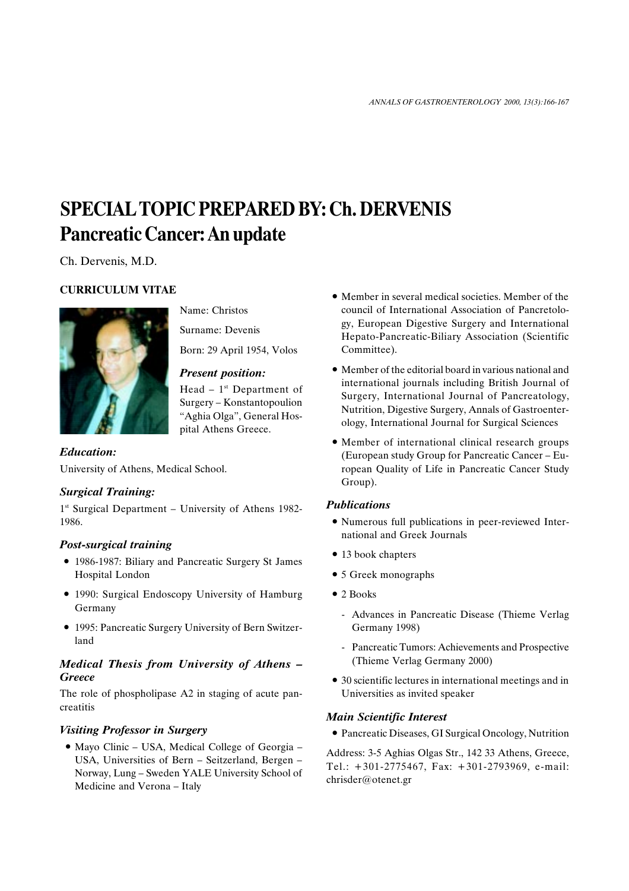# SPECIAL TOPIC PREPARED BY: Ch. DERVENIS
# Pancreatic Cancer: An update

Ch. Dervenis, M.D.

## CURRICULUM VITAE

Name: Christos

Surname: Devenis

Born: 29 April 1954, Volos

### *Present position:*

Head – 1st Department of Surgery – Konstantopoulion "Aghia Olga", General Hospital Athens Greece.

### *Education:*

University of Athens, Medical School.

### *Surgical Training:*

1st Surgical Department – University of Athens 1982-1986.

### *Post-surgical training*

- 1986-1987: Biliary and Pancreatic Surgery St James Hospital London
- 1990: Surgical Endoscopy University of Hamburg Germany
- 1995: Pancreatic Surgery University of Bern Switzerland

### *Medical Thesis from University of Athens – Greece*

The role of phospholipase A2 in staging of acute pancreatitis

### *Visiting Professor in Surgery*

- Mayo Clinic – USA, Medical College of Georgia – USA, Universities of Bern – Seitzerland, Bergen – Norway, Lung – Sweden YALE University School of Medicine and Verona – Italy
- Member in several medical societies. Member of the council of International Association of Pancretology, European Digestive Surgery and International Hepato-Pancreatic-Biliary Association (Scientific Committee).
- Member of the editorial board in various national and international journals including British Journal of Surgery, International Journal of Pancreatology, Nutrition, Digestive Surgery, Annals of Gastroenterology, International Journal for Surgical Sciences
- Member of international clinical research groups (European study Group for Pancreatic Cancer – European Quality of Life in Pancreatic Cancer Study Group).

### *Publications*

- Numerous full publications in peer-reviewed International and Greek Journals
- 13 book chapters
- 5 Greek monographs
- 2 Books
  - Advances in Pancreatic Disease (Thieme Verlag Germany 1998)
  - Pancreatic Tumors: Achievements and Prospective (Thieme Verlag Germany 2000)
- 30 scientific lectures in international meetings and in Universities as invited speaker

### *Main Scientific Interest*

- Pancreatic Diseases, GI Surgical Oncology, Nutrition

Address: 3-5 Aghias Olgas Str., 142 33 Athens, Greece, Tel.: +301-2775467, Fax: +301-2793969, e-mail: chrisder@otenet.gr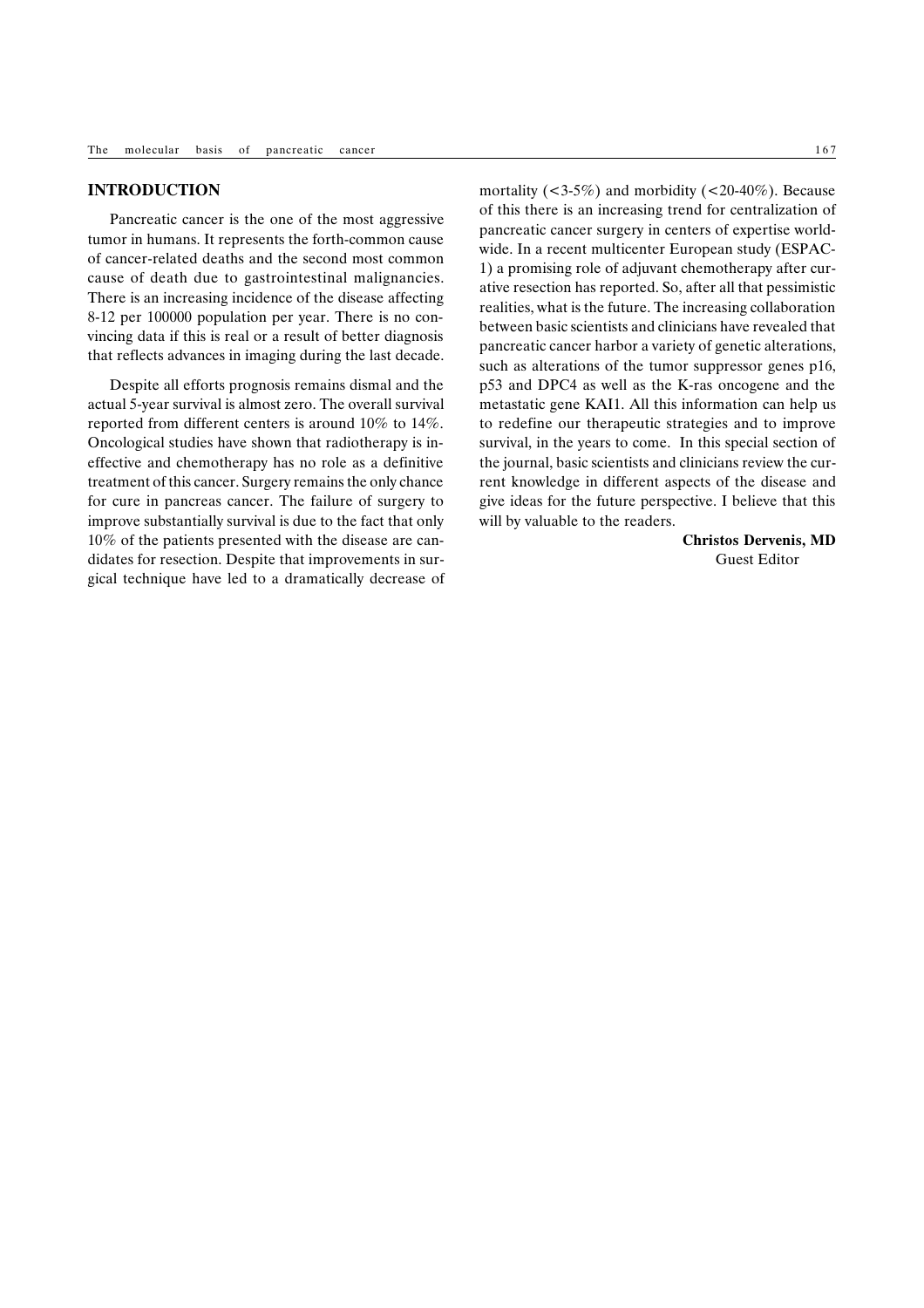## INTRODUCTION

Pancreatic cancer is the one of the most aggressive tumor in humans. It represents the forth-common cause of cancer-related deaths and the second most common cause of death due to gastrointestinal malignancies. There is an increasing incidence of the disease affecting 8-12 per 100000 population per year. There is no convincing data if this is real or a result of better diagnosis that reflects advances in imaging during the last decade.

Despite all efforts prognosis remains dismal and the actual 5-year survival is almost zero. The overall survival reported from different centers is around 10% to 14%. Oncological studies have shown that radiotherapy is ineffective and chemotherapy has no role as a definitive treatment of this cancer. Surgery remains the only chance for cure in pancreas cancer. The failure of surgery to improve substantially survival is due to the fact that only 10% of the patients presented with the disease are candidates for resection. Despite that improvements in surgical technique have led to a dramatically decrease of mortality (<3-5%) and morbidity (<20-40%). Because of this there is an increasing trend for centralization of pancreatic cancer surgery in centers of expertise worldwide. In a recent multicenter European study (ESPAC-1) a promising role of adjuvant chemotherapy after curative resection has reported. So, after all that pessimistic realities, what is the future. The increasing collaboration between basic scientists and clinicians have revealed that pancreatic cancer harbor a variety of genetic alterations, such as alterations of the tumor suppressor genes p16, p53 and DPC4 as well as the K-ras oncogene and the metastatic gene KAI1. All this information can help us to redefine our therapeutic strategies and to improve survival, in the years to come. In this special section of the journal, basic scientists and clinicians review the current knowledge in different aspects of the disease and give ideas for the future perspective. I believe that this will by valuable to the readers.

**Christos Dervenis, MD**
Guest Editor